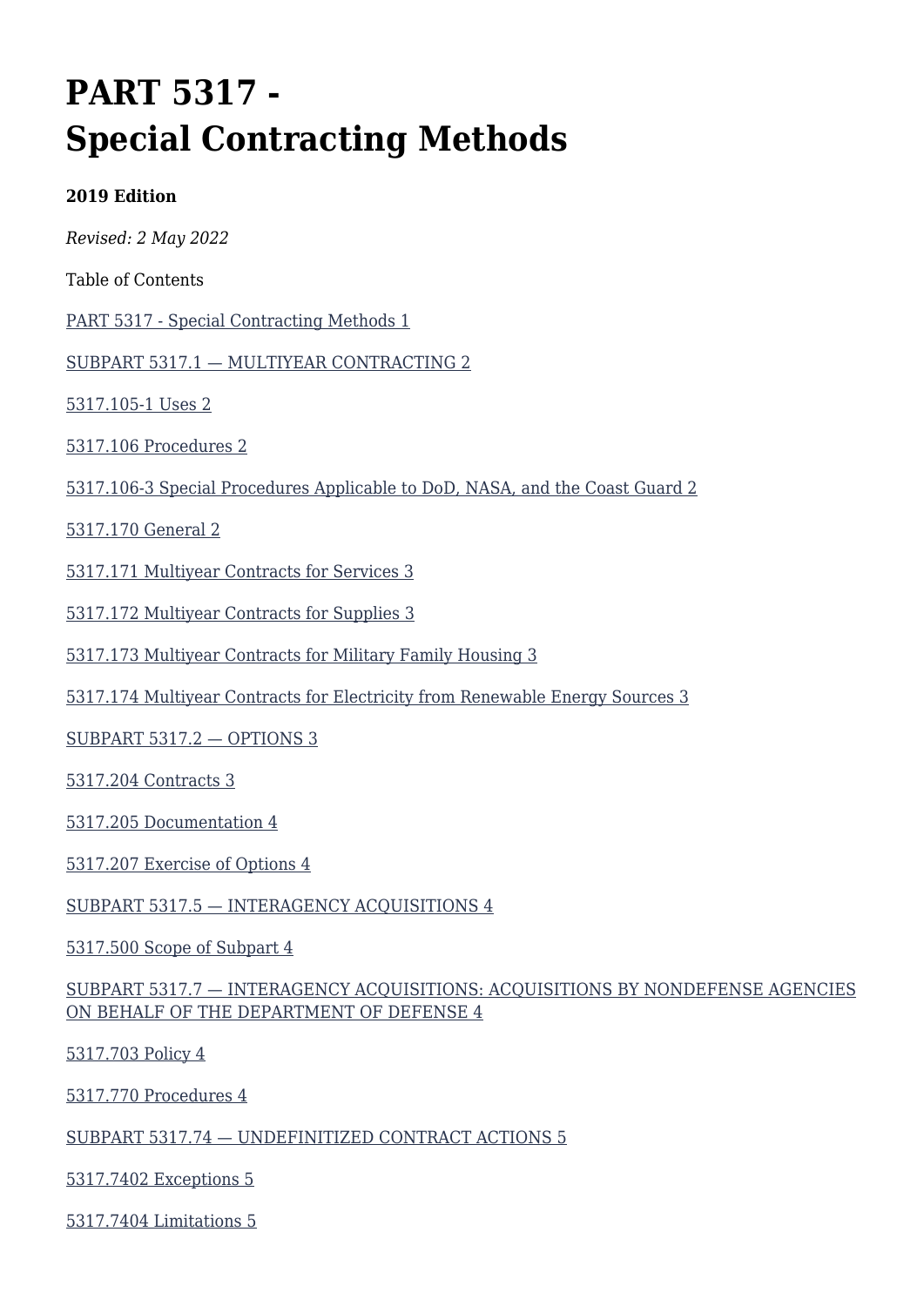# PART 5317 - Special Contracting Methods

**2019 Edition**

*Revised: 2 May 2022*

Table of Contents

PART 5317 - Special Contracting Methods 1

SUBPART 5317.1 — MULTIYEAR CONTRACTING 2

5317.105-1 Uses 2

5317.106 Procedures 2

5317.106-3 Special Procedures Applicable to DoD, NASA, and the Coast Guard 2

5317.170 General 2

5317.171 Multiyear Contracts for Services 3

5317.172 Multiyear Contracts for Supplies 3

5317.173 Multiyear Contracts for Military Family Housing 3

5317.174 Multiyear Contracts for Electricity from Renewable Energy Sources 3

SUBPART 5317.2 — OPTIONS 3

5317.204 Contracts 3

5317.205 Documentation 4

5317.207 Exercise of Options 4

SUBPART 5317.5 — INTERAGENCY ACQUISITIONS 4

5317.500 Scope of Subpart 4

SUBPART 5317.7 — INTERAGENCY ACQUISITIONS: ACQUISITIONS BY NONDEFENSE AGENCIES ON BEHALF OF THE DEPARTMENT OF DEFENSE 4

5317.703 Policy 4

5317.770 Procedures 4

SUBPART 5317.74 — UNDEFINITIZED CONTRACT ACTIONS 5

5317.7402 Exceptions 5

5317.7404 Limitations 5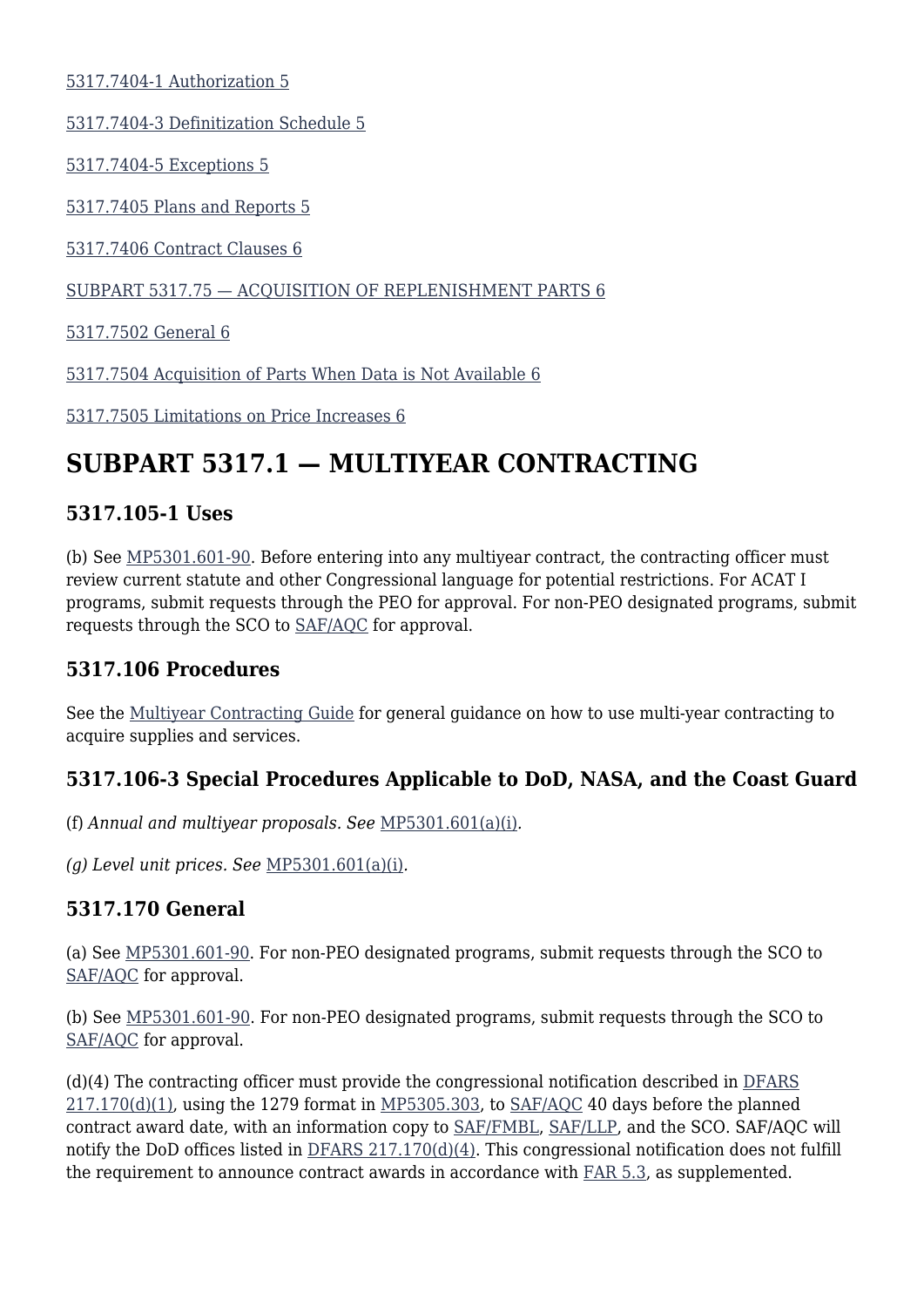5317.7404-1 Authorization 5

5317.7404-3 Definitization Schedule 5

5317.7404-5 Exceptions 5

5317.7405 Plans and Reports 5

5317.7406 Contract Clauses 6

SUBPART 5317.75 — ACQUISITION OF REPLENISHMENT PARTS 6

5317.7502 General 6

5317.7504 Acquisition of Parts When Data is Not Available 6

5317.7505 Limitations on Price Increases 6

# SUBPART 5317.1 — MULTIYEAR CONTRACTING

## 5317.105-1 Uses

(b) See MP5301.601-90. Before entering into any multiyear contract, the contracting officer must review current statute and other Congressional language for potential restrictions. For ACAT I programs, submit requests through the PEO for approval. For non-PEO designated programs, submit requests through the SCO to SAF/AQC for approval.

## 5317.106 Procedures

See the Multiyear Contracting Guide for general guidance on how to use multi-year contracting to acquire supplies and services.

## 5317.106-3 Special Procedures Applicable to DoD, NASA, and the Coast Guard

(f) *Annual and multiyear proposals. See* MP5301.601(a)(i).

*(g) Level unit prices. See* MP5301.601(a)(i).

## 5317.170 General

(a) See MP5301.601-90. For non-PEO designated programs, submit requests through the SCO to SAF/AQC for approval.

(b) See MP5301.601-90. For non-PEO designated programs, submit requests through the SCO to SAF/AQC for approval.

(d)(4) The contracting officer must provide the congressional notification described in DFARS 217.170(d)(1), using the 1279 format in MP5305.303, to SAF/AQC 40 days before the planned contract award date, with an information copy to SAF/FMBL, SAF/LLP, and the SCO. SAF/AQC will notify the DoD offices listed in DFARS 217.170(d)(4). This congressional notification does not fulfill the requirement to announce contract awards in accordance with FAR 5.3, as supplemented.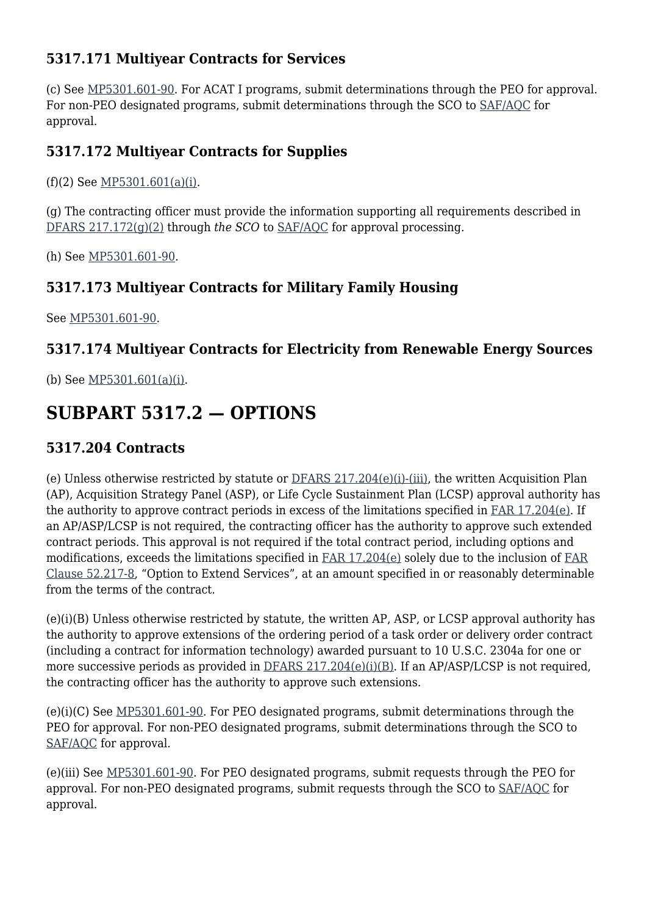### 5317.171 Multiyear Contracts for Services

(c) See MP5301.601-90. For ACAT I programs, submit determinations through the PEO for approval. For non-PEO designated programs, submit determinations through the SCO to SAF/AQC for approval.

### 5317.172 Multiyear Contracts for Supplies

(f)(2) See MP5301.601(a)(i).

(g) The contracting officer must provide the information supporting all requirements described in DFARS 217.172(g)(2) through *the SCO* to SAF/AQC for approval processing.

(h) See MP5301.601-90.

### 5317.173 Multiyear Contracts for Military Family Housing

See MP5301.601-90.

### 5317.174 Multiyear Contracts for Electricity from Renewable Energy Sources

(b) See MP5301.601(a)(i).

## SUBPART 5317.2 — OPTIONS

### 5317.204 Contracts

(e) Unless otherwise restricted by statute or DFARS 217.204(e)(i)-(iii), the written Acquisition Plan (AP), Acquisition Strategy Panel (ASP), or Life Cycle Sustainment Plan (LCSP) approval authority has the authority to approve contract periods in excess of the limitations specified in FAR 17.204(e). If an AP/ASP/LCSP is not required, the contracting officer has the authority to approve such extended contract periods. This approval is not required if the total contract period, including options and modifications, exceeds the limitations specified in FAR 17.204(e) solely due to the inclusion of FAR Clause 52.217-8, "Option to Extend Services", at an amount specified in or reasonably determinable from the terms of the contract.

(e)(i)(B) Unless otherwise restricted by statute, the written AP, ASP, or LCSP approval authority has the authority to approve extensions of the ordering period of a task order or delivery order contract (including a contract for information technology) awarded pursuant to 10 U.S.C. 2304a for one or more successive periods as provided in DFARS 217.204(e)(i)(B). If an AP/ASP/LCSP is not required, the contracting officer has the authority to approve such extensions.

(e)(i)(C) See MP5301.601-90. For PEO designated programs, submit determinations through the PEO for approval. For non-PEO designated programs, submit determinations through the SCO to SAF/AQC for approval.

(e)(iii) See MP5301.601-90. For PEO designated programs, submit requests through the PEO for approval. For non-PEO designated programs, submit requests through the SCO to SAF/AQC for approval.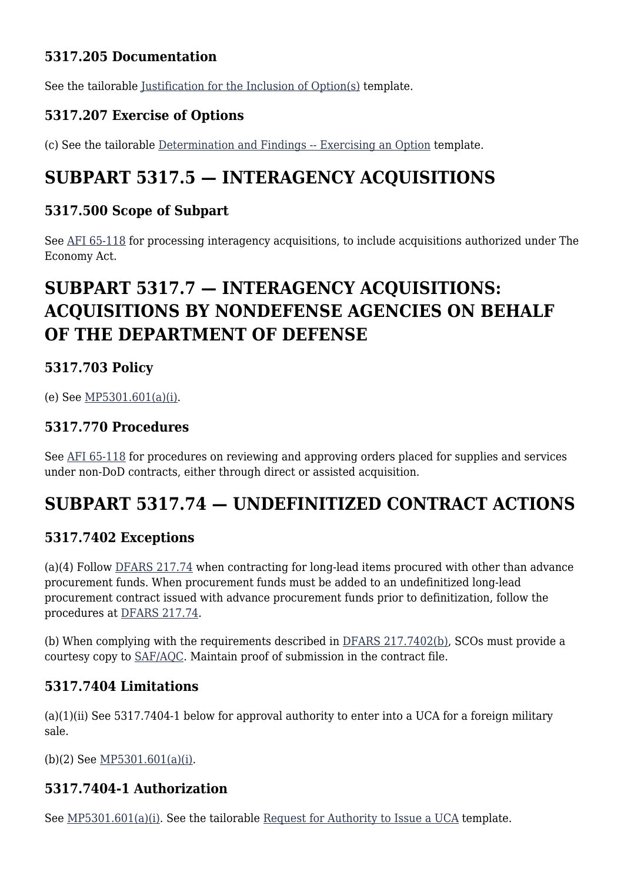### 5317.205 Documentation

See the tailorable Justification for the Inclusion of Option(s) template.

### 5317.207 Exercise of Options

(c) See the tailorable Determination and Findings -- Exercising an Option template.

## SUBPART 5317.5 — INTERAGENCY ACQUISITIONS

### 5317.500 Scope of Subpart

See AFI 65-118 for processing interagency acquisitions, to include acquisitions authorized under The Economy Act.

## SUBPART 5317.7 — INTERAGENCY ACQUISITIONS: ACQUISITIONS BY NONDEFENSE AGENCIES ON BEHALF OF THE DEPARTMENT OF DEFENSE

### 5317.703 Policy

(e) See MP5301.601(a)(i).

### 5317.770 Procedures

See AFI 65-118 for procedures on reviewing and approving orders placed for supplies and services under non-DoD contracts, either through direct or assisted acquisition.

## SUBPART 5317.74 — UNDEFINITIZED CONTRACT ACTIONS

### 5317.7402 Exceptions

(a)(4) Follow DFARS 217.74 when contracting for long-lead items procured with other than advance procurement funds. When procurement funds must be added to an undefinitized long-lead procurement contract issued with advance procurement funds prior to definitization, follow the procedures at DFARS 217.74.

(b) When complying with the requirements described in DFARS 217.7402(b), SCOs must provide a courtesy copy to SAF/AQC. Maintain proof of submission in the contract file.

### 5317.7404 Limitations

(a)(1)(ii) See 5317.7404-1 below for approval authority to enter into a UCA for a foreign military sale.

(b)(2) See MP5301.601(a)(i).

### 5317.7404-1 Authorization

See MP5301.601(a)(i). See the tailorable Request for Authority to Issue a UCA template.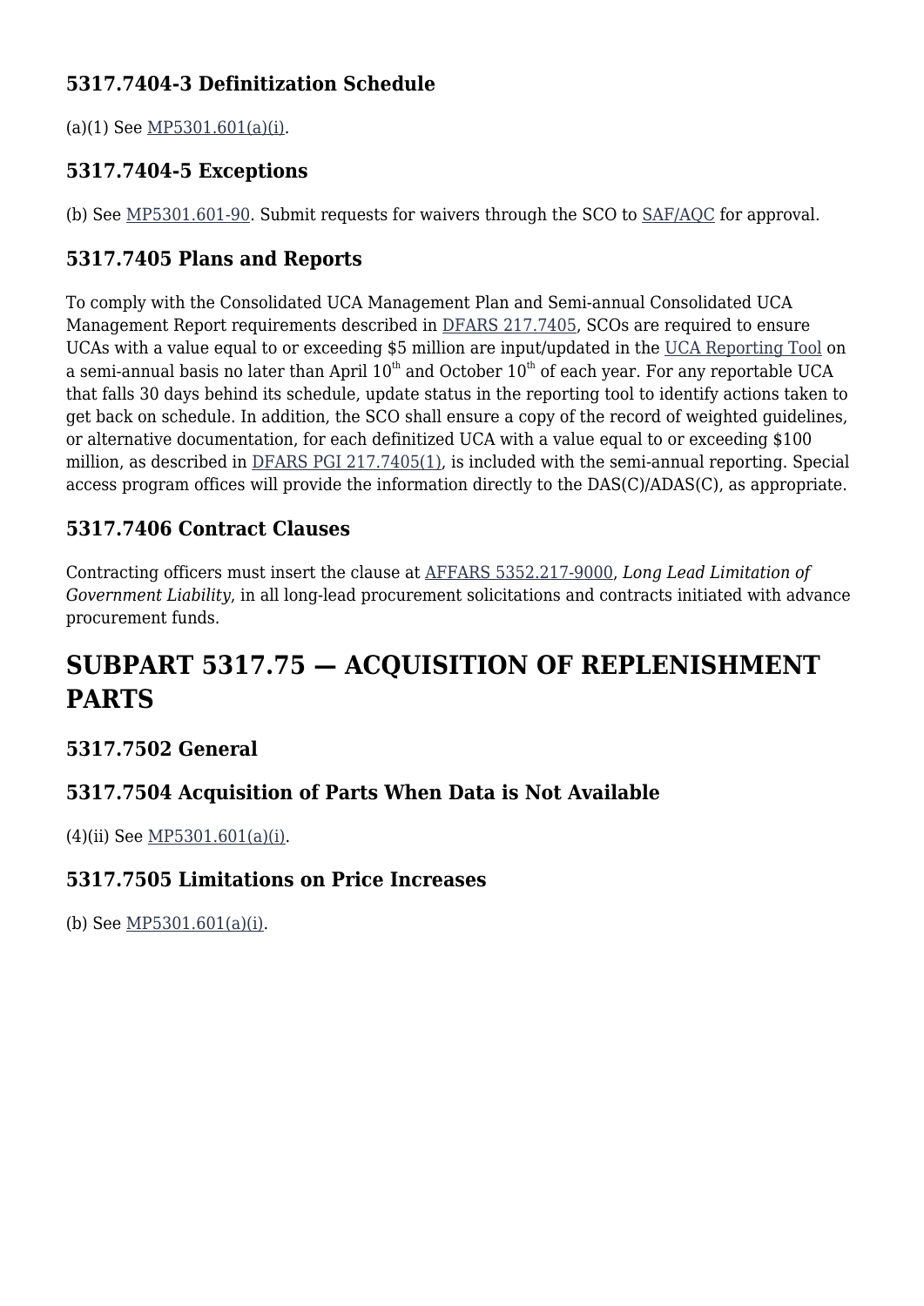### 5317.7404-3 Definitization Schedule

(a)(1) See MP5301.601(a)(i).

### 5317.7404-5 Exceptions

(b) See MP5301.601-90. Submit requests for waivers through the SCO to SAF/AQC for approval.

### 5317.7405 Plans and Reports

To comply with the Consolidated UCA Management Plan and Semi-annual Consolidated UCA Management Report requirements described in DFARS 217.7405, SCOs are required to ensure UCAs with a value equal to or exceeding $5 million are input/updated in the UCA Reporting Tool on a semi-annual basis no later than April 10th and October 10th of each year. For any reportable UCA that falls 30 days behind its schedule, update status in the reporting tool to identify actions taken to get back on schedule. In addition, the SCO shall ensure a copy of the record of weighted guidelines, or alternative documentation, for each definitized UCA with a value equal to or exceeding $100 million, as described in DFARS PGI 217.7405(1), is included with the semi-annual reporting. Special access program offices will provide the information directly to the DAS(C)/ADAS(C), as appropriate.

### 5317.7406 Contract Clauses

Contracting officers must insert the clause at AFFARS 5352.217-9000, *Long Lead Limitation of Government Liability*, in all long-lead procurement solicitations and contracts initiated with advance procurement funds.

## SUBPART 5317.75 — ACQUISITION OF REPLENISHMENT PARTS

### 5317.7502 General

### 5317.7504 Acquisition of Parts When Data is Not Available

(4)(ii) See MP5301.601(a)(i).

### 5317.7505 Limitations on Price Increases

(b) See MP5301.601(a)(i).